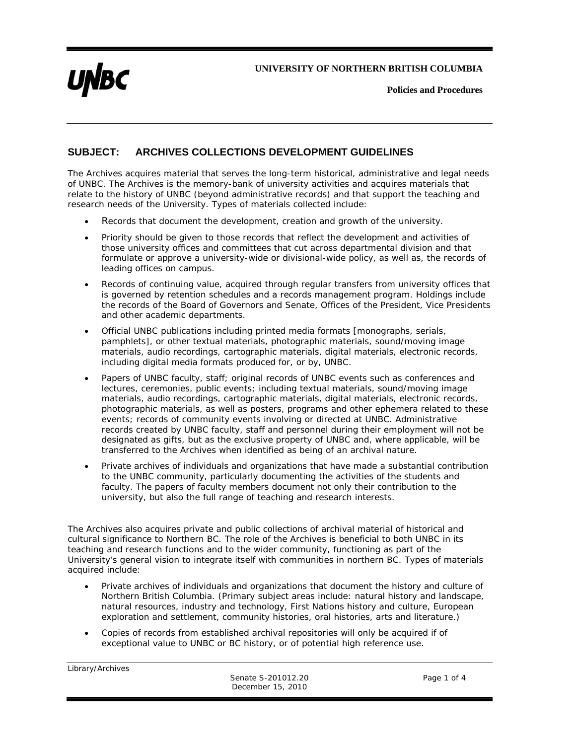**UNIVERSITY OF NORTHERN BRITISH COLUMBIA**

**Policies and Procedures**

## SUBJECT: ARCHIVES COLLECTIONS DEVELOPMENT GUIDELINES

The Archives acquires material that serves the long-term historical, administrative and legal needs of UNBC. The Archives is the memory-bank of university activities and acquires materials that relate to the history of UNBC (beyond administrative records) and that support the teaching and research needs of the University. Types of materials collected include:

- Records that document the development, creation and growth of the university.
- Priority should be given to those records that reflect the development and activities of those university offices and committees that cut across departmental division and that formulate or approve a university-wide or divisional-wide policy, as well as, the records of leading offices on campus.
- Records of continuing value, acquired through regular transfers from university offices that is governed by retention schedules and a records management program. Holdings include the records of the Board of Governors and Senate, Offices of the President, Vice Presidents and other academic departments.
- Official UNBC publications including printed media formats [monographs, serials, pamphlets], or other textual materials, photographic materials, sound/moving image materials, audio recordings, cartographic materials, digital materials, electronic records, including digital media formats produced for, or by, UNBC.
- Papers of UNBC faculty, staff; original records of UNBC events such as conferences and lectures, ceremonies, public events; including textual materials, sound/moving image materials, audio recordings, cartographic materials, digital materials, electronic records, photographic materials, as well as posters, programs and other ephemera related to these events; records of community events involving or directed at UNBC. Administrative records created by UNBC faculty, staff and personnel during their employment will not be designated as gifts, but as the exclusive property of UNBC and, where applicable, will be transferred to the Archives when identified as being of an archival nature.
- Private archives of individuals and organizations that have made a substantial contribution to the UNBC community, particularly documenting the activities of the students and faculty. The papers of faculty members document not only their contribution to the university, but also the full range of teaching and research interests.

The Archives also acquires private and public collections of archival material of historical and cultural significance to Northern BC. The role of the Archives is beneficial to both UNBC in its teaching and research functions and to the wider community, functioning as part of the University's general vision to integrate itself with communities in northern BC. Types of materials acquired include:

- Private archives of individuals and organizations that document the history and culture of Northern British Columbia. (Primary subject areas include: natural history and landscape, natural resources, industry and technology, First Nations history and culture, European exploration and settlement, community histories, oral histories, arts and literature.)
- Copies of records from established archival repositories will only be acquired if of exceptional value to UNBC or BC history, or of potential high reference use.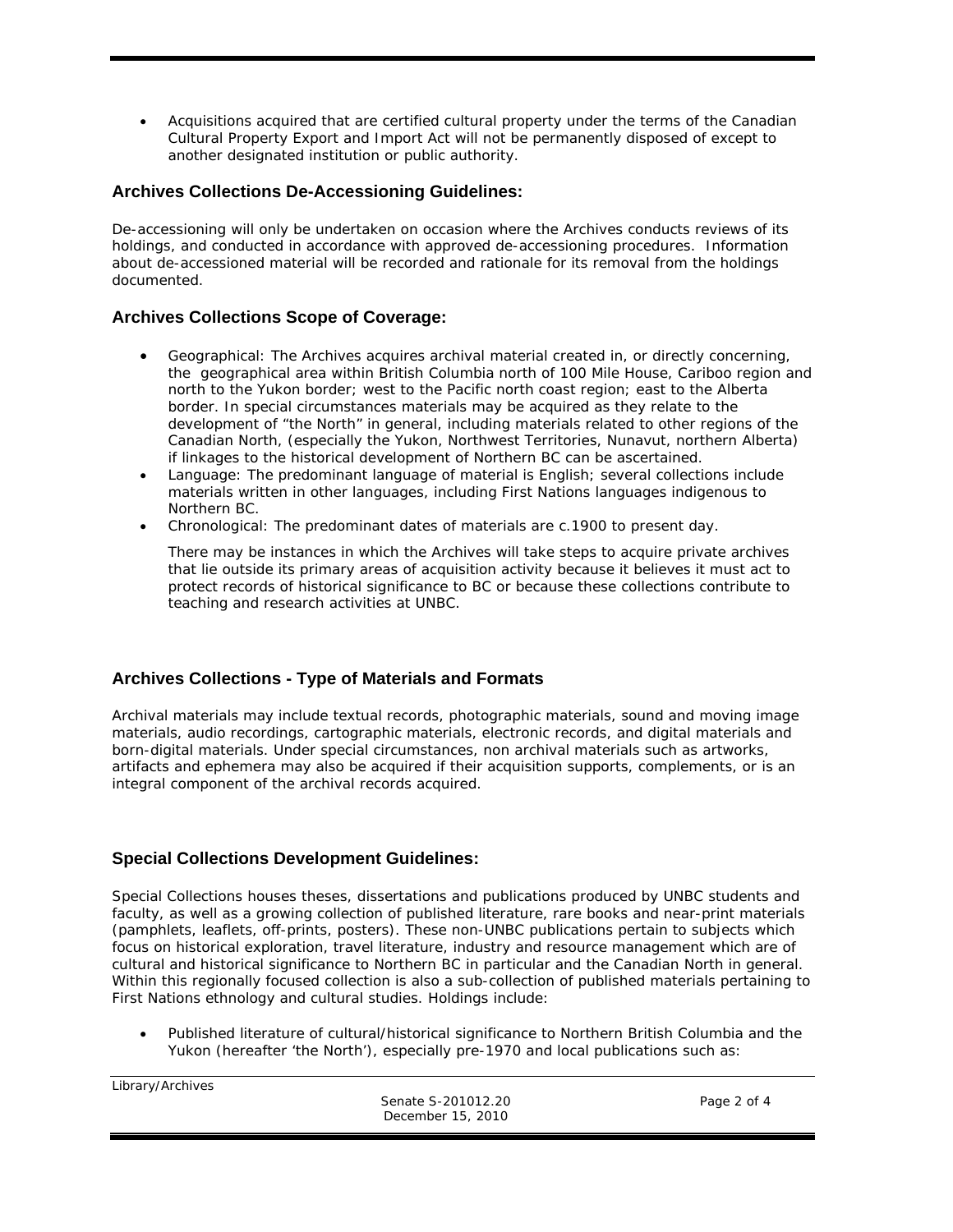- Acquisitions acquired that are certified cultural property under the terms of the Canadian Cultural Property Export and Import Act will not be permanently disposed of except to another designated institution or public authority.

### Archives Collections De-Accessioning Guidelines:

De-accessioning will only be undertaken on occasion where the Archives conducts reviews of its holdings, and conducted in accordance with approved de-accessioning procedures. Information about de-accessioned material will be recorded and rationale for its removal from the holdings documented.

### Archives Collections Scope of Coverage:

- Geographical: The Archives acquires archival material created in, or directly concerning, the geographical area within British Columbia north of 100 Mile House, Cariboo region and north to the Yukon border; west to the Pacific north coast region; east to the Alberta border. In special circumstances materials may be acquired as they relate to the development of "the North" in general, including materials related to other regions of the Canadian North, (especially the Yukon, Northwest Territories, Nunavut, northern Alberta) if linkages to the historical development of Northern BC can be ascertained.
- Language: The predominant language of material is English; several collections include materials written in other languages, including First Nations languages indigenous to Northern BC.
- Chronological: The predominant dates of materials are c.1900 to present day.

  There may be instances in which the Archives will take steps to acquire private archives that lie outside its primary areas of acquisition activity because it believes it must act to protect records of historical significance to BC or because these collections contribute to teaching and research activities at UNBC.

### Archives Collections - Type of Materials and Formats

Archival materials may include textual records, photographic materials, sound and moving image materials, audio recordings, cartographic materials, electronic records, and digital materials and born-digital materials. Under special circumstances, non archival materials such as artworks, artifacts and ephemera may also be acquired if their acquisition supports, complements, or is an integral component of the archival records acquired.

### Special Collections Development Guidelines:

Special Collections houses theses, dissertations and publications produced by UNBC students and faculty, as well as a growing collection of published literature, rare books and near-print materials (pamphlets, leaflets, off-prints, posters). These non-UNBC publications pertain to subjects which focus on historical exploration, travel literature, industry and resource management which are of cultural and historical significance to Northern BC in particular and the Canadian North in general. Within this regionally focused collection is also a sub-collection of published materials pertaining to First Nations ethnology and cultural studies. Holdings include:

- Published literature of cultural/historical significance to Northern British Columbia and the Yukon (hereafter 'the North'), especially pre-1970 and local publications such as: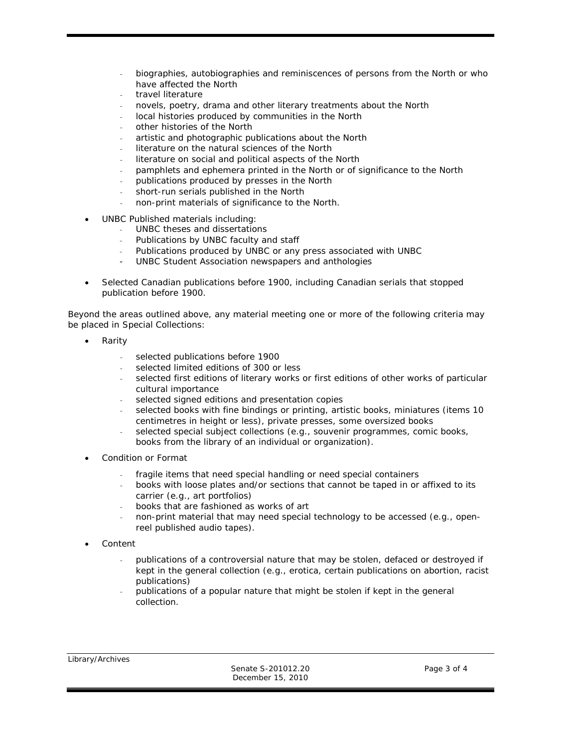- biographies, autobiographies and reminiscences of persons from the North or who have affected the North
  - travel literature
  - novels, poetry, drama and other literary treatments about the North
  - local histories produced by communities in the North
  - other histories of the North
  - artistic and photographic publications about the North
  - literature on the natural sciences of the North
  - literature on social and political aspects of the North
  - pamphlets and ephemera printed in the North or of significance to the North
  - publications produced by presses in the North
  - short-run serials published in the North
  - non-print materials of significance to the North.

- UNBC Published materials including:
  - UNBC theses and dissertations
  - Publications by UNBC faculty and staff
  - Publications produced by UNBC or any press associated with UNBC
  - UNBC Student Association newspapers and anthologies

- Selected Canadian publications before 1900, including Canadian serials that stopped publication before 1900.

Beyond the areas outlined above, any material meeting one or more of the following criteria may be placed in Special Collections:

- Rarity
  - selected publications before 1900
  - selected limited editions of 300 or less
  - selected first editions of literary works or first editions of other works of particular cultural importance
  - selected signed editions and presentation copies
  - selected books with fine bindings or printing, artistic books, miniatures (items 10 centimetres in height or less), private presses, some oversized books
  - selected special subject collections (e.g., souvenir programmes, comic books, books from the library of an individual or organization).

- Condition or Format
  - fragile items that need special handling or need special containers
  - books with loose plates and/or sections that cannot be taped in or affixed to its carrier (e.g., art portfolios)
  - books that are fashioned as works of art
  - non-print material that may need special technology to be accessed (e.g., open-reel published audio tapes).

- Content
  - publications of a controversial nature that may be stolen, defaced or destroyed if kept in the general collection (e.g., erotica, certain publications on abortion, racist publications)
  - publications of a popular nature that might be stolen if kept in the general collection.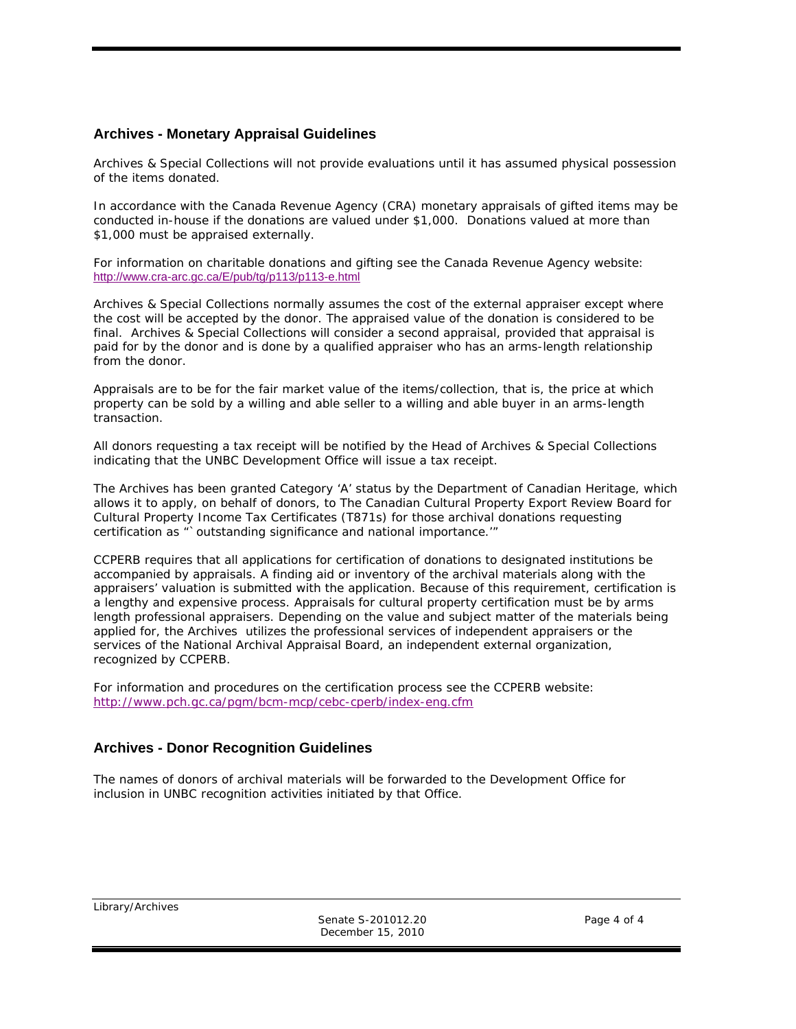## Archives - Monetary Appraisal Guidelines

Archives & Special Collections will not provide evaluations until it has assumed physical possession of the items donated.

In accordance with the Canada Revenue Agency (CRA) monetary appraisals of gifted items may be conducted in-house if the donations are valued under $1,000. Donations valued at more than $1,000 must be appraised externally.

For information on charitable donations and gifting see the Canada Revenue Agency website: http://www.cra-arc.gc.ca/E/pub/tg/p113/p113-e.html

Archives & Special Collections normally assumes the cost of the external appraiser except where the cost will be accepted by the donor. The appraised value of the donation is considered to be final. Archives & Special Collections will consider a second appraisal, provided that appraisal is paid for by the donor and is done by a qualified appraiser who has an arms-length relationship from the donor.

Appraisals are to be for the fair market value of the items/collection, that is, the price at which property can be sold by a willing and able seller to a willing and able buyer in an arms-length transaction.

All donors requesting a tax receipt will be notified by the Head of Archives & Special Collections indicating that the UNBC Development Office will issue a tax receipt.

The Archives has been granted Category 'A' status by the Department of Canadian Heritage, which allows it to apply, on behalf of donors, to The Canadian Cultural Property Export Review Board for Cultural Property Income Tax Certificates (T871s) for those archival donations requesting certification as "`outstanding significance and national importance.'"

CCPERB requires that all applications for certification of donations to designated institutions be accompanied by appraisals. A finding aid or inventory of the archival materials along with the appraisers' valuation is submitted with the application. Because of this requirement, certification is a lengthy and expensive process. Appraisals for cultural property certification must be by arms length professional appraisers. Depending on the value and subject matter of the materials being applied for, the Archives utilizes the professional services of independent appraisers or the services of the National Archival Appraisal Board, an independent external organization, recognized by CCPERB.

For information and procedures on the certification process see the CCPERB website: http://www.pch.gc.ca/pgm/bcm-mcp/cebc-cperb/index-eng.cfm

## Archives - Donor Recognition Guidelines

The names of donors of archival materials will be forwarded to the Development Office for inclusion in UNBC recognition activities initiated by that Office.